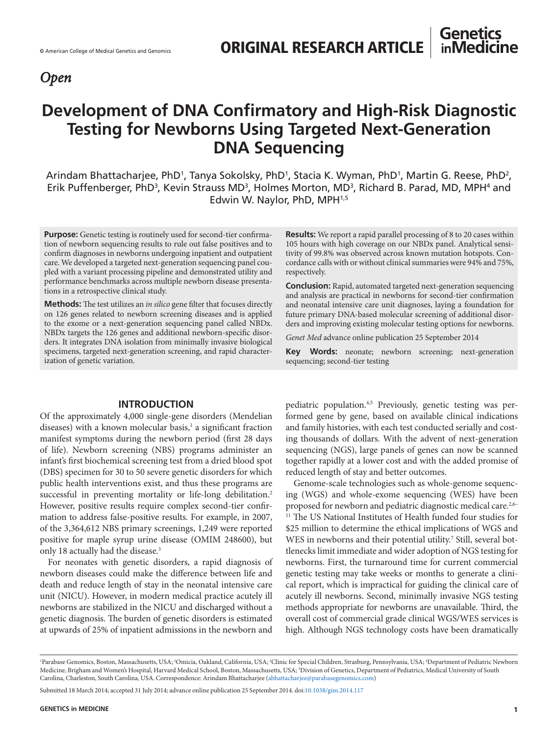Open

# Development of DNA Confirmatory and High-Risk Diagnostic Testing for Newborns Using Targeted Next-Generation DNA Sequencing

Arindam Bhattacharjee, PhD[1], Tanya Sokolsky, PhD[1], Stacia K. Wyman, PhD[1], Martin G. Reese, PhD[2], Erik Puffenberger, PhD[3], Kevin Strauss MD[3], Holmes Morton, MD[3], Richard B. Parad, MD, MPH[4] and Edwin W. Naylor, PhD, MPH[1,5]

**Purpose:** Genetic testing is routinely used for second-tier confirmation of newborn sequencing results to rule out false positives and to confirm diagnoses in newborns undergoing inpatient and outpatient care. We developed a targeted next-generation sequencing panel coupled with a variant processing pipeline and demonstrated utility and performance benchmarks across multiple newborn disease presentations in a retrospective clinical study.

**Methods:** The test utilizes an *in silico* gene filter that focuses directly on 126 genes related to newborn screening diseases and is applied to the exome or a next-generation sequencing panel called NBDx. NBDx targets the 126 genes and additional newborn-specific disorders. It integrates DNA isolation from minimally invasive biological specimens, targeted next-generation screening, and rapid characterization of genetic variation.

**Results:** We report a rapid parallel processing of 8 to 20 cases within 105 hours with high coverage on our NBDx panel. Analytical sensitivity of 99.8% was observed across known mutation hotspots. Concordance calls with or without clinical summaries were 94% and 75%, respectively.

**Conclusion:** Rapid, automated targeted next-generation sequencing and analysis are practical in newborns for second-tier confirmation and neonatal intensive care unit diagnoses, laying a foundation for future primary DNA-based molecular screening of additional disorders and improving existing molecular testing options for newborns.

*Genet Med* advance online publication 25 September 2014

**Key Words:** neonate; newborn screening; next-generation sequencing; second-tier testing

## INTRODUCTION

Of the approximately 4,000 single-gene disorders (Mendelian diseases) with a known molecular basis,[1] a significant fraction manifest symptoms during the newborn period (first 28 days of life). Newborn screening (NBS) programs administer an infant's first biochemical screening test from a dried blood spot (DBS) specimen for 30 to 50 severe genetic disorders for which public health interventions exist, and thus these programs are successful in preventing mortality or life-long debilitation.[2] However, positive results require complex second-tier confirmation to address false-positive results. For example, in 2007, of the 3,364,612 NBS primary screenings, 1,249 were reported positive for maple syrup urine disease (OMIM 248600), but only 18 actually had the disease.[3]

For neonates with genetic disorders, a rapid diagnosis of newborn diseases could make the difference between life and death and reduce length of stay in the neonatal intensive care unit (NICU). However, in modern medical practice acutely ill newborns are stabilized in the NICU and discharged without a genetic diagnosis. The burden of genetic disorders is estimated at upwards of 25% of inpatient admissions in the newborn and pediatric population.[4,5] Previously, genetic testing was performed gene by gene, based on available clinical indications and family histories, with each test conducted serially and costing thousands of dollars. With the advent of next-generation sequencing (NGS), large panels of genes can now be scanned together rapidly at a lower cost and with the added promise of reduced length of stay and better outcomes.

Genome-scale technologies such as whole-genome sequencing (WGS) and whole-exome sequencing (WES) have been proposed for newborn and pediatric diagnostic medical care.[2,6–11] The US National Institutes of Health funded four studies for $25 million to determine the ethical implications of WGS and WES in newborns and their potential utility.[7] Still, several bottlenecks limit immediate and wider adoption of NGS testing for newborns. First, the turnaround time for current commercial genetic testing may take weeks or months to generate a clinical report, which is impractical for guiding the clinical care of acutely ill newborns. Second, minimally invasive NGS testing methods appropriate for newborns are unavailable. Third, the overall cost of commercial grade clinical WGS/WES services is high. Although NGS technology costs have been dramatically

[1]Parabase Genomics, Boston, Massachusetts, USA; [2]Omicia, Oakland, California, USA; [3]Clinic for Special Children, Strasburg, Pennsylvania, USA; [4]Department of Pediatric Newborn Medicine, Brigham and Women's Hospital, Harvard Medical School, Boston, Massachusetts, USA; [5]Division of Genetics, Department of Pediatrics, Medical University of South Carolina, Charleston, South Carolina, USA. Correspondence: Arindam Bhattacharjee (abhattacharjee@parabasegenomics.com)

Submitted 18 March 2014; accepted 31 July 2014; advance online publication 25 September 2014. doi:10.1038/gim.2014.117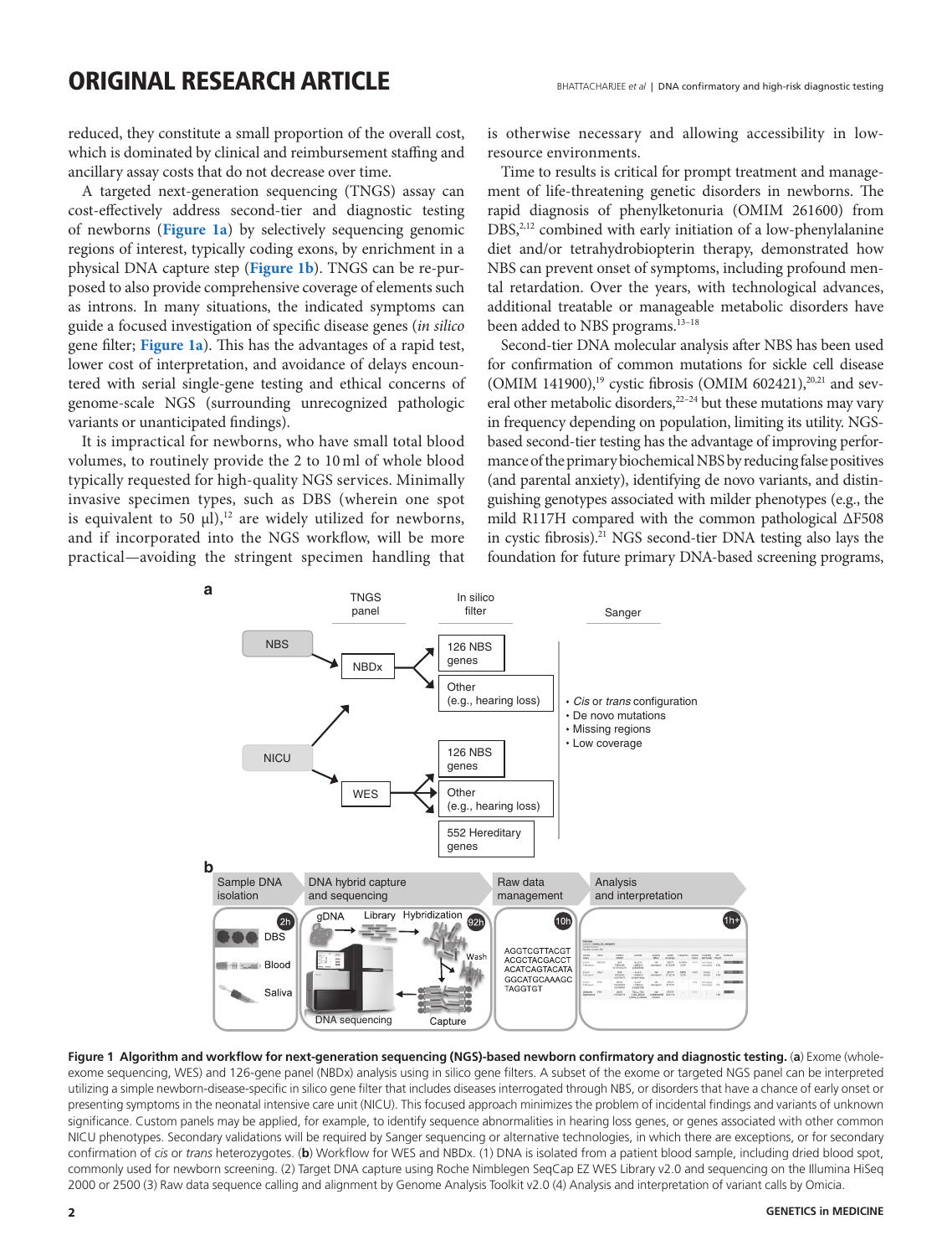reduced, they constitute a small proportion of the overall cost, which is dominated by clinical and reimbursement staffing and ancillary assay costs that do not decrease over time.

A targeted next-generation sequencing (TNGS) assay can cost-effectively address second-tier and diagnostic testing of newborns (**Figure 1a**) by selectively sequencing genomic regions of interest, typically coding exons, by enrichment in a physical DNA capture step (**Figure 1b**). TNGS can be re-purposed to also provide comprehensive coverage of elements such as introns. In many situations, the indicated symptoms can guide a focused investigation of specific disease genes (*in silico* gene filter; **Figure 1a**). This has the advantages of a rapid test, lower cost of interpretation, and avoidance of delays encountered with serial single-gene testing and ethical concerns of genome-scale NGS (surrounding unrecognized pathologic variants or unanticipated findings).

It is impractical for newborns, who have small total blood volumes, to routinely provide the 2 to 10 ml of whole blood typically requested for high-quality NGS services. Minimally invasive specimen types, such as DBS (wherein one spot is equivalent to 50 μl),[12] are widely utilized for newborns, and if incorporated into the NGS workflow, will be more practical—avoiding the stringent specimen handling that is otherwise necessary and allowing accessibility in low-resource environments.

Time to results is critical for prompt treatment and management of life-threatening genetic disorders in newborns. The rapid diagnosis of phenylketonuria (OMIM 261600) from DBS,[2,12] combined with early initiation of a low-phenylalanine diet and/or tetrahydrobiopterin therapy, demonstrated how NBS can prevent onset of symptoms, including profound mental retardation. Over the years, with technological advances, additional treatable or manageable metabolic disorders have been added to NBS programs.[13–18]

Second-tier DNA molecular analysis after NBS has been used for confirmation of common mutations for sickle cell disease (OMIM 141900),[19] cystic fibrosis (OMIM 602421),[20,21] and several other metabolic disorders,[22–24] but these mutations may vary in frequency depending on population, limiting its utility. NGS-based second-tier testing has the advantage of improving performance of the primary biochemical NBS by reducing false positives (and parental anxiety), identifying de novo variants, and distinguishing genotypes associated with milder phenotypes (e.g., the mild R117H compared with the common pathological ΔF508 in cystic fibrosis).[21] NGS second-tier DNA testing also lays the foundation for future primary DNA-based screening programs,

**Figure 1 Algorithm and workflow for next-generation sequencing (NGS)-based newborn confirmatory and diagnostic testing.** (**a**) Exome (whole-exome sequencing, WES) and 126-gene panel (NBDx) analysis using in silico gene filters. A subset of the exome or targeted NGS panel can be interpreted utilizing a simple newborn-disease-specific in silico gene filter that includes diseases interrogated through NBS, or disorders that have a chance of early onset or presenting symptoms in the neonatal intensive care unit (NICU). This focused approach minimizes the problem of incidental findings and variants of unknown significance. Custom panels may be applied, for example, to identify sequence abnormalities in hearing loss genes, or genes associated with other common NICU phenotypes. Secondary validations will be required by Sanger sequencing or alternative technologies, in which there are exceptions, or for secondary confirmation of *cis* or *trans* heterozygotes. (**b**) Workflow for WES and NBDx. (1) DNA is isolated from a patient blood sample, including dried blood spot, commonly used for newborn screening. (2) Target DNA capture using Roche Nimblegen SeqCap EZ WES Library v2.0 and sequencing on the Illumina HiSeq 2000 or 2500 (3) Raw data sequence calling and alignment by Genome Analysis Toolkit v2.0 (4) Analysis and interpretation of variant calls by Omicia.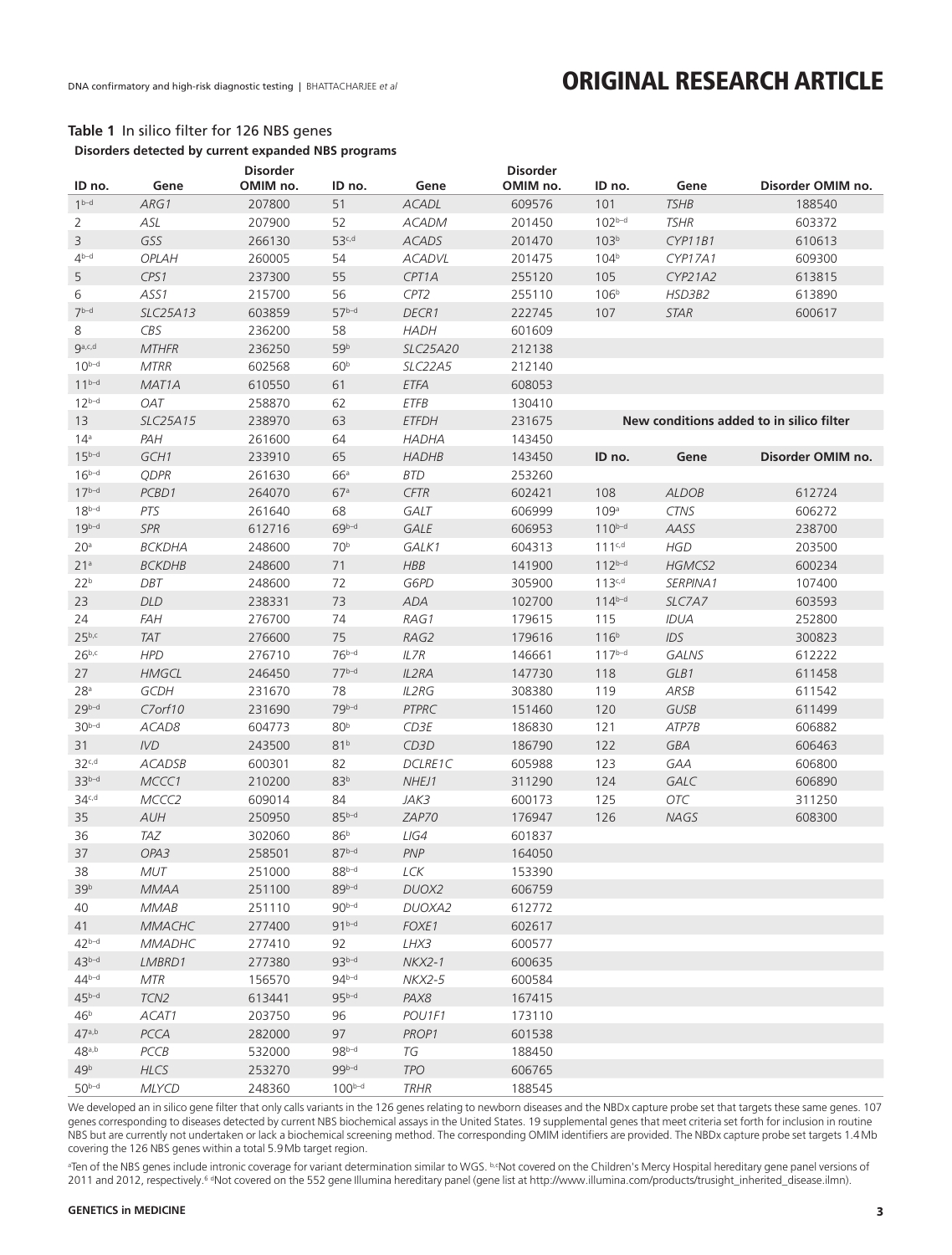**Table 1** In silico filter for 126 NBS genes

**Disorders detected by current expanded NBS programs**

| ID no. | Gene | Disorder OMIM no. | ID no. | Gene | Disorder OMIM no. | ID no. | Gene | Disorder OMIM no. |
|---|---|---|---|---|---|---|---|---|
| 1[b–d] | *ARG1* | 207800 | 51 | *ACADL* | 609576 | 101 | *TSHB* | 188540 |
| 2 | *ASL* | 207900 | 52 | *ACADM* | 201450 | 102[b–d] | *TSHR* | 603372 |
| 3 | *GSS* | 266130 | 53[c,d] | *ACADS* | 201470 | 103[b] | *CYP11B1* | 610613 |
| 4[b–d] | *OPLAH* | 260005 | 54 | *ACADVL* | 201475 | 104[b] | *CYP17A1* | 609300 |
| 5 | *CPS1* | 237300 | 55 | *CPT1A* | 255120 | 105 | *CYP21A2* | 613815 |
| 6 | *ASS1* | 215700 | 56 | *CPT2* | 255110 | 106[b] | *HSD3B2* | 613890 |
| 7[b–d] | *SLC25A13* | 603859 | 57[b–d] | *DECR1* | 222745 | 107 | *STAR* | 600617 |
| 8 | *CBS* | 236200 | 58 | *HADH* | 601609 | | | |
| 9[a,c,d] | *MTHFR* | 236250 | 59[b] | *SLC25A20* | 212138 | | | |
| 10[b–d] | *MTRR* | 602568 | 60[b] | *SLC22A5* | 212140 | | | |
| 11[b–d] | *MAT1A* | 610550 | 61 | *ETFA* | 608053 | | | |
| 12[b–d] | *OAT* | 258870 | 62 | *ETFB* | 130410 | | | |
| 13 | *SLC25A15* | 238970 | 63 | *ETFDH* | 231675 | **New conditions added to in silico filter** | | |
| 14[a] | *PAH* | 261600 | 64 | *HADHA* | 143450 | | | |
| 15[b–d] | *GCH1* | 233910 | 65 | *HADHB* | 143450 | **ID no.** | **Gene** | **Disorder OMIM no.** |
| 16[b–d] | *QDPR* | 261630 | 66[a] | *BTD* | 253260 | | | |
| 17[b–d] | *PCBD1* | 264070 | 67[a] | *CFTR* | 602421 | 108 | *ALDOB* | 612724 |
| 18[b–d] | *PTS* | 261640 | 68 | *GALT* | 606999 | 109[a] | *CTNS* | 606272 |
| 19[b–d] | *SPR* | 612716 | 69[b–d] | *GALE* | 606953 | 110[b–d] | *AASS* | 238700 |
| 20[a] | *BCKDHA* | 248600 | 70[b] | *GALK1* | 604313 | 111[c,d] | *HGD* | 203500 |
| 21[a] | *BCKDHB* | 248600 | 71 | *HBB* | 141900 | 112[b–d] | *HGMCS2* | 600234 |
| 22[b] | *DBT* | 248600 | 72 | *G6PD* | 305900 | 113[c,d] | *SERPINA1* | 107400 |
| 23 | *DLD* | 238331 | 73 | *ADA* | 102700 | 114[b–d] | *SLC7A7* | 603593 |
| 24 | *FAH* | 276700 | 74 | *RAG1* | 179615 | 115 | *IDUA* | 252800 |
| 25[b,c] | *TAT* | 276600 | 75 | *RAG2* | 179616 | 116[b] | *IDS* | 300823 |
| 26[b,c] | *HPD* | 276710 | 76[b–d] | *IL7R* | 146661 | 117[b–d] | *GALNS* | 612222 |
| 27 | *HMGCL* | 246450 | 77[b–d] | *IL2RA* | 147730 | 118 | *GLB1* | 611458 |
| 28[a] | *GCDH* | 231670 | 78 | *IL2RG* | 308380 | 119 | *ARSB* | 611542 |
| 29[b–d] | *C7orf10* | 231690 | 79[b–d] | *PTPRC* | 151460 | 120 | *GUSB* | 611499 |
| 30[b–d] | *ACAD8* | 604773 | 80[b] | *CD3E* | 186830 | 121 | *ATP7B* | 606882 |
| 31 | *IVD* | 243500 | 81[b] | *CD3D* | 186790 | 122 | *GBA* | 606463 |
| 32[c,d] | *ACADSB* | 600301 | 82 | *DCLRE1C* | 605988 | 123 | *GAA* | 606800 |
| 33[b–d] | *MCCC1* | 210200 | 83[b] | *NHEJ1* | 311290 | 124 | *GALC* | 606890 |
| 34[c,d] | *MCCC2* | 609014 | 84 | *JAK3* | 600173 | 125 | *OTC* | 311250 |
| 35 | *AUH* | 250950 | 85[b–d] | *ZAP70* | 176947 | 126 | *NAGS* | 608300 |
| 36 | *TAZ* | 302060 | 86[b] | *LIG4* | 601837 | | | |
| 37 | *OPA3* | 258501 | 87[b–d] | *PNP* | 164050 | | | |
| 38 | *MUT* | 251000 | 88[b–d] | *LCK* | 153390 | | | |
| 39[b] | *MMAA* | 251100 | 89[b–d] | *DUOX2* | 606759 | | | |
| 40 | *MMAB* | 251110 | 90[b–d] | *DUOXA2* | 612772 | | | |
| 41 | *MMACHC* | 277400 | 91[b–d] | *FOXE1* | 602617 | | | |
| 42[b–d] | *MMADHC* | 277410 | 92 | *LHX3* | 600577 | | | |
| 43[b–d] | *LMBRD1* | 277380 | 93[b–d] | *NKX2-1* | 600635 | | | |
| 44[b–d] | *MTR* | 156570 | 94[b–d] | *NKX2-5* | 600584 | | | |
| 45[b–d] | *TCN2* | 613441 | 95[b–d] | *PAX8* | 167415 | | | |
| 46[b] | *ACAT1* | 203750 | 96 | *POU1F1* | 173110 | | | |
| 47[a,b] | *PCCA* | 282000 | 97 | *PROP1* | 601538 | | | |
| 48[a,b] | *PCCB* | 532000 | 98[b–d] | *TG* | 188450 | | | |
| 49[b] | *HLCS* | 253270 | 99[b–d] | *TPO* | 606765 | | | |
| 50[b–d] | *MLYCD* | 248360 | 100[b–d] | *TRHR* | 188545 | | | |

We developed an in silico gene filter that only calls variants in the 126 genes relating to newborn diseases and the NBDx capture probe set that targets these same genes. 107 genes corresponding to diseases detected by current NBS biochemical assays in the United States. 19 supplemental genes that meet criteria set forth for inclusion in routine NBS but are currently not undertaken or lack a biochemical screening method. The corresponding OMIM identifiers are provided. The NBDx capture probe set targets 1.4 Mb covering the 126 NBS genes within a total 5.9 Mb target region.

[a]Ten of the NBS genes include intronic coverage for variant determination similar to WGS. [b,c]Not covered on the Children's Mercy Hospital hereditary gene panel versions of 2011 and 2012, respectively.[6] [d]Not covered on the 552 gene Illumina hereditary panel (gene list at http://www.illumina.com/products/trusight_inherited_disease.ilmn).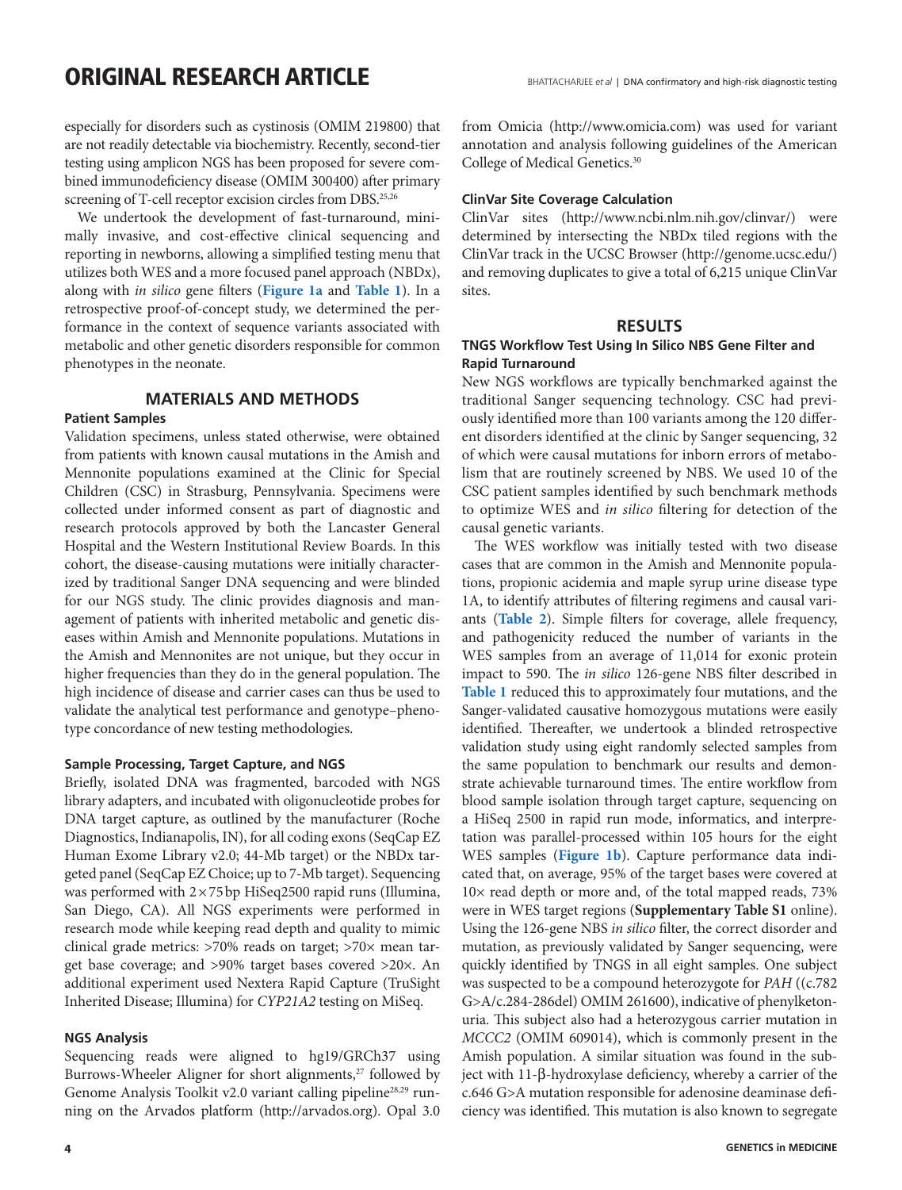especially for disorders such as cystinosis (OMIM 219800) that are not readily detectable via biochemistry. Recently, second-tier testing using amplicon NGS has been proposed for severe combined immunodeficiency disease (OMIM 300400) after primary screening of T-cell receptor excision circles from DBS.[25,26]

We undertook the development of fast-turnaround, minimally invasive, and cost-effective clinical sequencing and reporting in newborns, allowing a simplified testing menu that utilizes both WES and a more focused panel approach (NBDx), along with *in silico* gene filters (**Figure 1a** and **Table 1**). In a retrospective proof-of-concept study, we determined the performance in the context of sequence variants associated with metabolic and other genetic disorders responsible for common phenotypes in the neonate.

## MATERIALS AND METHODS

### Patient Samples

Validation specimens, unless stated otherwise, were obtained from patients with known causal mutations in the Amish and Mennonite populations examined at the Clinic for Special Children (CSC) in Strasburg, Pennsylvania. Specimens were collected under informed consent as part of diagnostic and research protocols approved by both the Lancaster General Hospital and the Western Institutional Review Boards. In this cohort, the disease-causing mutations were initially characterized by traditional Sanger DNA sequencing and were blinded for our NGS study. The clinic provides diagnosis and management of patients with inherited metabolic and genetic diseases within Amish and Mennonite populations. Mutations in the Amish and Mennonites are not unique, but they occur in higher frequencies than they do in the general population. The high incidence of disease and carrier cases can thus be used to validate the analytical test performance and genotype–phenotype concordance of new testing methodologies.

### Sample Processing, Target Capture, and NGS

Briefly, isolated DNA was fragmented, barcoded with NGS library adapters, and incubated with oligonucleotide probes for DNA target capture, as outlined by the manufacturer (Roche Diagnostics, Indianapolis, IN), for all coding exons (SeqCap EZ Human Exome Library v2.0; 44-Mb target) or the NBDx targeted panel (SeqCap EZ Choice; up to 7-Mb target). Sequencing was performed with 2×75 bp HiSeq2500 rapid runs (Illumina, San Diego, CA). All NGS experiments were performed in research mode while keeping read depth and quality to mimic clinical grade metrics: >70% reads on target; >70× mean target base coverage; and >90% target bases covered >20×. An additional experiment used Nextera Rapid Capture (TruSight Inherited Disease; Illumina) for *CYP21A2* testing on MiSeq.

### NGS Analysis

Sequencing reads were aligned to hg19/GRCh37 using Burrows-Wheeler Aligner for short alignments,[27] followed by Genome Analysis Toolkit v2.0 variant calling pipeline[28,29] running on the Arvados platform (http://arvados.org). Opal 3.0 from Omicia (http://www.omicia.com) was used for variant annotation and analysis following guidelines of the American College of Medical Genetics.[30]

### ClinVar Site Coverage Calculation

ClinVar sites (http://www.ncbi.nlm.nih.gov/clinvar/) were determined by intersecting the NBDx tiled regions with the ClinVar track in the UCSC Browser (http://genome.ucsc.edu/) and removing duplicates to give a total of 6,215 unique ClinVar sites.

## RESULTS

### TNGS Workflow Test Using In Silico NBS Gene Filter and Rapid Turnaround

New NGS workflows are typically benchmarked against the traditional Sanger sequencing technology. CSC had previously identified more than 100 variants among the 120 different disorders identified at the clinic by Sanger sequencing, 32 of which were causal mutations for inborn errors of metabolism that are routinely screened by NBS. We used 10 of the CSC patient samples identified by such benchmark methods to optimize WES and *in silico* filtering for detection of the causal genetic variants.

The WES workflow was initially tested with two disease cases that are common in the Amish and Mennonite populations, propionic acidemia and maple syrup urine disease type 1A, to identify attributes of filtering regimens and causal variants (**Table 2**). Simple filters for coverage, allele frequency, and pathogenicity reduced the number of variants in the WES samples from an average of 11,014 for exonic protein impact to 590. The *in silico* 126-gene NBS filter described in **Table 1** reduced this to approximately four mutations, and the Sanger-validated causative homozygous mutations were easily identified. Thereafter, we undertook a blinded retrospective validation study using eight randomly selected samples from the same population to benchmark our results and demonstrate achievable turnaround times. The entire workflow from blood sample isolation through target capture, sequencing on a HiSeq 2500 in rapid run mode, informatics, and interpretation was parallel-processed within 105 hours for the eight WES samples (**Figure 1b**). Capture performance data indicated that, on average, 95% of the target bases were covered at 10× read depth or more and, of the total mapped reads, 73% were in WES target regions (**Supplementary Table S1** online). Using the 126-gene NBS *in silico* filter, the correct disorder and mutation, as previously validated by Sanger sequencing, were quickly identified by TNGS in all eight samples. One subject was suspected to be a compound heterozygote for *PAH* ((c.782 G>A/c.284-286del) OMIM 261600), indicative of phenylketonuria. This subject also had a heterozygous carrier mutation in *MCCC2* (OMIM 609014), which is commonly present in the Amish population. A similar situation was found in the subject with 11-β-hydroxylase deficiency, whereby a carrier of the c.646 G>A mutation responsible for adenosine deaminase deficiency was identified. This mutation is also known to segregate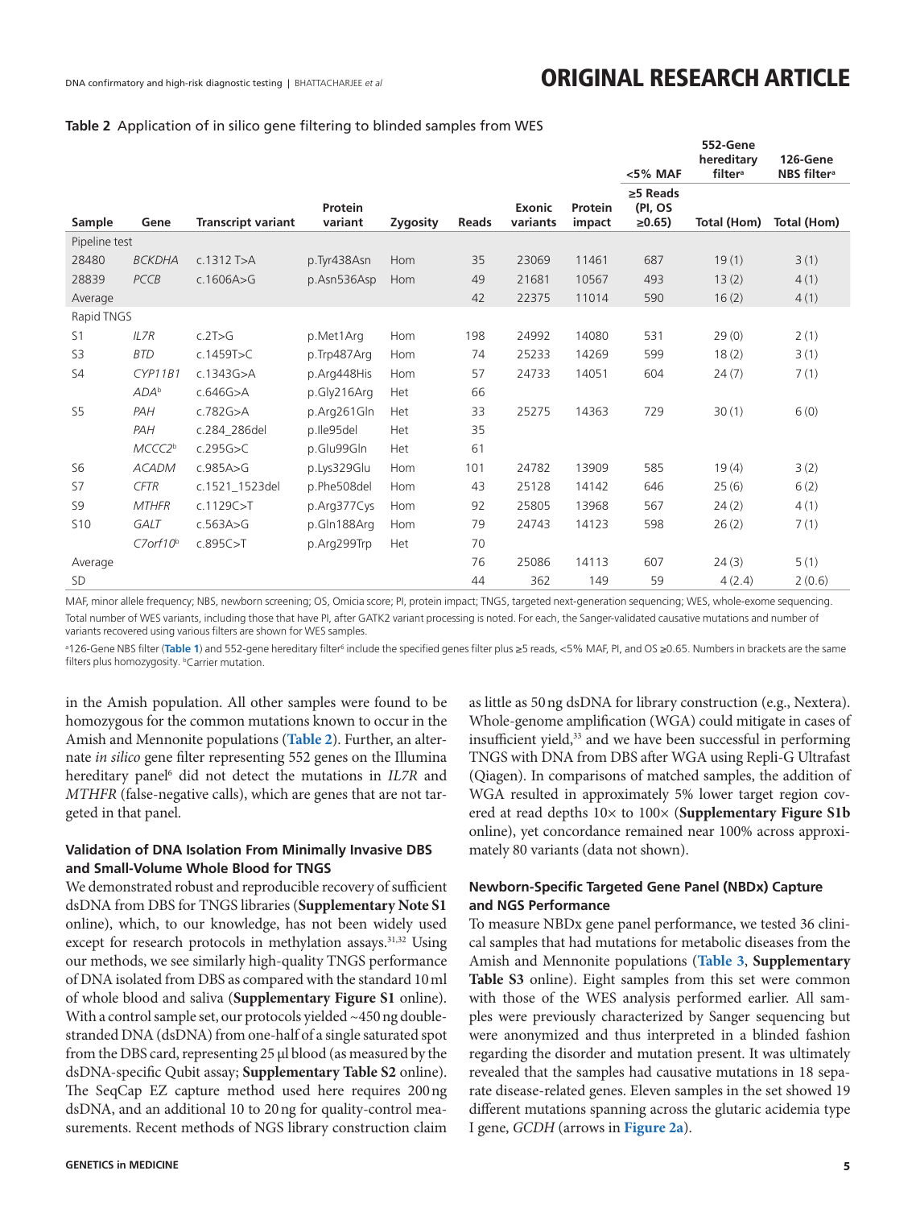**Table 2** Application of in silico gene filtering to blinded samples from WES

| Sample | Gene | Transcript variant | Protein variant | Zygosity | Reads | Exonic variants | Protein impact | <5% MAF ≥5 Reads (PI, OS ≥0.65) | 552-Gene hereditary filter[a] Total (Hom) | 126-Gene NBS filter[a] Total (Hom) |
|---|---|---|---|---|---|---|---|---|---|---|
| Pipeline test | | | | | | | | | | |
| 28480 | *BCKDHA* | c.1312 T>A | p.Tyr438Asn | Hom | 35 | 23069 | 11461 | 687 | 19 (1) | 3 (1) |
| 28839 | *PCCB* | c.1606A>G | p.Asn536Asp | Hom | 49 | 21681 | 10567 | 493 | 13 (2) | 4 (1) |
| Average | | | | | 42 | 22375 | 11014 | 590 | 16 (2) | 4 (1) |
| Rapid TNGS | | | | | | | | | | |
| S1 | *IL7R* | c.2T>G | p.Met1Arg | Hom | 198 | 24992 | 14080 | 531 | 29 (0) | 2 (1) |
| S3 | *BTD* | c.1459T>C | p.Trp487Arg | Hom | 74 | 25233 | 14269 | 599 | 18 (2) | 3 (1) |
| S4 | *CYP11B1* | c.1343G>A | p.Arg448His | Hom | 57 | 24733 | 14051 | 604 | 24 (7) | 7 (1) |
| | *ADA*[b] | c.646G>A | p.Gly216Arg | Het | 66 | | | | | |
| S5 | *PAH* | c.782G>A | p.Arg261Gln | Het | 33 | 25275 | 14363 | 729 | 30 (1) | 6 (0) |
| | *PAH* | c.284_286del | p.Ile95del | Het | 35 | | | | | |
| | *MCCC2*[b] | c.295G>C | p.Glu99Gln | Het | 61 | | | | | |
| S6 | *ACADM* | c.985A>G | p.Lys329Glu | Hom | 101 | 24782 | 13909 | 585 | 19 (4) | 3 (2) |
| S7 | *CFTR* | c.1521_1523del | p.Phe508del | Hom | 43 | 25128 | 14142 | 646 | 25 (6) | 6 (2) |
| S9 | *MTHFR* | c.1129C>T | p.Arg377Cys | Hom | 92 | 25805 | 13968 | 567 | 24 (2) | 4 (1) |
| S10 | *GALT* | c.563A>G | p.Gln188Arg | Hom | 79 | 24743 | 14123 | 598 | 26 (2) | 7 (1) |
| | *C7orf10*[b] | c.895C>T | p.Arg299Trp | Het | 70 | | | | | |
| Average | | | | | 76 | 25086 | 14113 | 607 | 24 (3) | 5 (1) |
| SD | | | | | 44 | 362 | 149 | 59 | 4 (2.4) | 2 (0.6) |

MAF, minor allele frequency; NBS, newborn screening; OS, Omicia score; PI, protein impact; TNGS, targeted next-generation sequencing; WES, whole-exome sequencing. Total number of WES variants, including those that have PI, after GATK2 variant processing is noted. For each, the Sanger-validated causative mutations and number of variants recovered using various filters are shown for WES samples.

[a]126-Gene NBS filter (**Table 1**) and 552-gene hereditary filter[6] include the specified genes filter plus ≥5 reads, <5% MAF, PI, and OS ≥0.65. Numbers in brackets are the same filters plus homozygosity. [b]Carrier mutation.

in the Amish population. All other samples were found to be homozygous for the common mutations known to occur in the Amish and Mennonite populations (**Table 2**). Further, an alternate *in silico* gene filter representing 552 genes on the Illumina hereditary panel[6] did not detect the mutations in *IL7R* and *MTHFR* (false-negative calls), which are genes that are not targeted in that panel.

### Validation of DNA Isolation From Minimally Invasive DBS and Small-Volume Whole Blood for TNGS

We demonstrated robust and reproducible recovery of sufficient dsDNA from DBS for TNGS libraries (**Supplementary Note S1** online), which, to our knowledge, has not been widely used except for research protocols in methylation assays.[31,32] Using our methods, we see similarly high-quality TNGS performance of DNA isolated from DBS as compared with the standard 10 ml of whole blood and saliva (**Supplementary Figure S1** online). With a control sample set, our protocols yielded ~450 ng double-stranded DNA (dsDNA) from one-half of a single saturated spot from the DBS card, representing 25 µl blood (as measured by the dsDNA-specific Qubit assay; **Supplementary Table S2** online). The SeqCap EZ capture method used here requires 200 ng dsDNA, and an additional 10 to 20 ng for quality-control measurements. Recent methods of NGS library construction claim as little as 50 ng dsDNA for library construction (e.g., Nextera). Whole-genome amplification (WGA) could mitigate in cases of insufficient yield,[33] and we have been successful in performing TNGS with DNA from DBS after WGA using Repli-G Ultrafast (Qiagen). In comparisons of matched samples, the addition of WGA resulted in approximately 5% lower target region covered at read depths 10× to 100× (**Supplementary Figure S1b** online), yet concordance remained near 100% across approximately 80 variants (data not shown).

### Newborn-Specific Targeted Gene Panel (NBDx) Capture and NGS Performance

To measure NBDx gene panel performance, we tested 36 clinical samples that had mutations for metabolic diseases from the Amish and Mennonite populations (**Table 3**, **Supplementary Table S3** online). Eight samples from this set were common with those of the WES analysis performed earlier. All samples were previously characterized by Sanger sequencing but were anonymized and thus interpreted in a blinded fashion regarding the disorder and mutation present. It was ultimately revealed that the samples had causative mutations in 18 separate disease-related genes. Eleven samples in the set showed 19 different mutations spanning across the glutaric acidemia type I gene, *GCDH* (arrows in **Figure 2a**).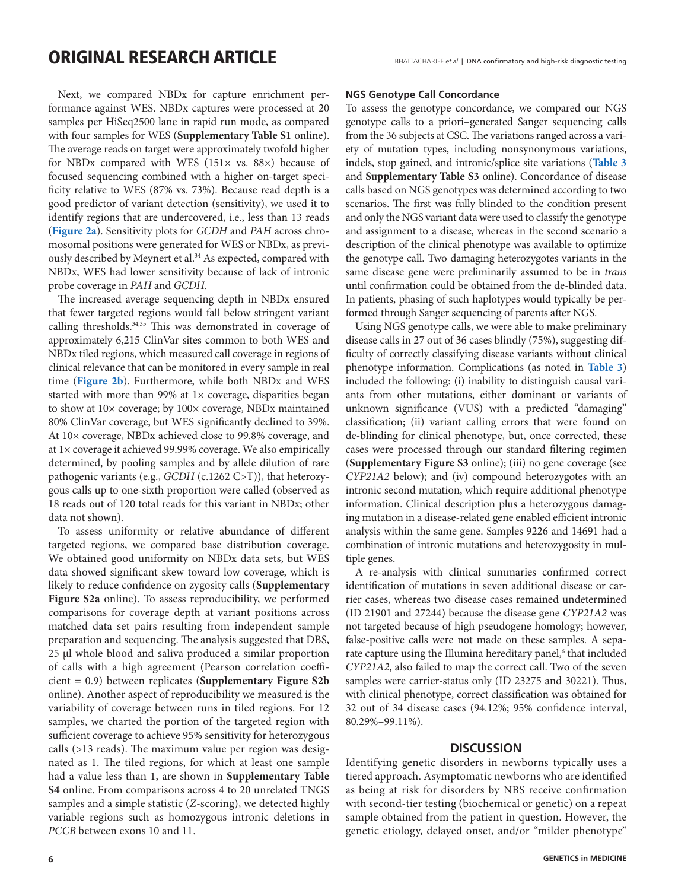Next, we compared NBDx for capture enrichment performance against WES. NBDx captures were processed at 20 samples per HiSeq2500 lane in rapid run mode, as compared with four samples for WES (**Supplementary Table S1** online). The average reads on target were approximately twofold higher for NBDx compared with WES (151× vs. 88×) because of focused sequencing combined with a higher on-target specificity relative to WES (87% vs. 73%). Because read depth is a good predictor of variant detection (sensitivity), we used it to identify regions that are undercovered, i.e., less than 13 reads (**Figure 2a**). Sensitivity plots for *GCDH* and *PAH* across chromosomal positions were generated for WES or NBDx, as previously described by Meynert et al.[34] As expected, compared with NBDx, WES had lower sensitivity because of lack of intronic probe coverage in *PAH* and *GCDH*.

The increased average sequencing depth in NBDx ensured that fewer targeted regions would fall below stringent variant calling thresholds.[34,35] This was demonstrated in coverage of approximately 6,215 ClinVar sites common to both WES and NBDx tiled regions, which measured call coverage in regions of clinical relevance that can be monitored in every sample in real time (**Figure 2b**). Furthermore, while both NBDx and WES started with more than 99% at 1× coverage, disparities began to show at 10× coverage; by 100× coverage, NBDx maintained 80% ClinVar coverage, but WES significantly declined to 39%. At 10× coverage, NBDx achieved close to 99.8% coverage, and at 1× coverage it achieved 99.99% coverage. We also empirically determined, by pooling samples and by allele dilution of rare pathogenic variants (e.g., *GCDH* (c.1262 C>T)), that heterozygous calls up to one-sixth proportion were called (observed as 18 reads out of 120 total reads for this variant in NBDx; other data not shown).

To assess uniformity or relative abundance of different targeted regions, we compared base distribution coverage. We obtained good uniformity on NBDx data sets, but WES data showed significant skew toward low coverage, which is likely to reduce confidence on zygosity calls (**Supplementary Figure S2a** online). To assess reproducibility, we performed comparisons for coverage depth at variant positions across matched data set pairs resulting from independent sample preparation and sequencing. The analysis suggested that DBS, 25 µl whole blood and saliva produced a similar proportion of calls with a high agreement (Pearson correlation coefficient = 0.9) between replicates (**Supplementary Figure S2b** online). Another aspect of reproducibility we measured is the variability of coverage between runs in tiled regions. For 12 samples, we charted the portion of the targeted region with sufficient coverage to achieve 95% sensitivity for heterozygous calls (>13 reads). The maximum value per region was designated as 1. The tiled regions, for which at least one sample had a value less than 1, are shown in **Supplementary Table S4** online. From comparisons across 4 to 20 unrelated TNGS samples and a simple statistic (*Z*-scoring), we detected highly variable regions such as homozygous intronic deletions in *PCCB* between exons 10 and 11.

#### NGS Genotype Call Concordance

To assess the genotype concordance, we compared our NGS genotype calls to a priori–generated Sanger sequencing calls from the 36 subjects at CSC. The variations ranged across a variety of mutation types, including nonsynonymous variations, indels, stop gained, and intronic/splice site variations (**Table 3** and **Supplementary Table S3** online). Concordance of disease calls based on NGS genotypes was determined according to two scenarios. The first was fully blinded to the condition present and only the NGS variant data were used to classify the genotype and assignment to a disease, whereas in the second scenario a description of the clinical phenotype was available to optimize the genotype call. Two damaging heterozygotes variants in the same disease gene were preliminarily assumed to be in *trans* until confirmation could be obtained from the de-blinded data. In patients, phasing of such haplotypes would typically be performed through Sanger sequencing of parents after NGS.

Using NGS genotype calls, we were able to make preliminary disease calls in 27 out of 36 cases blindly (75%), suggesting difficulty of correctly classifying disease variants without clinical phenotype information. Complications (as noted in **Table 3**) included the following: (i) inability to distinguish causal variants from other mutations, either dominant or variants of unknown significance (VUS) with a predicted "damaging" classification; (ii) variant calling errors that were found on de-blinding for clinical phenotype, but, once corrected, these cases were processed through our standard filtering regimen (**Supplementary Figure S3** online); (iii) no gene coverage (see *CYP21A2* below); and (iv) compound heterozygotes with an intronic second mutation, which require additional phenotype information. Clinical description plus a heterozygous damaging mutation in a disease-related gene enabled efficient intronic analysis within the same gene. Samples 9226 and 14691 had a combination of intronic mutations and heterozygosity in multiple genes.

A re-analysis with clinical summaries confirmed correct identification of mutations in seven additional disease or carrier cases, whereas two disease cases remained undetermined (ID 21901 and 27244) because the disease gene *CYP21A2* was not targeted because of high pseudogene homology; however, false-positive calls were not made on these samples. A separate capture using the Illumina hereditary panel,[6] that included *CYP21A2*, also failed to map the correct call. Two of the seven samples were carrier-status only (ID 23275 and 30221). Thus, with clinical phenotype, correct classification was obtained for 32 out of 34 disease cases (94.12%; 95% confidence interval, 80.29%–99.11%).

## DISCUSSION

Identifying genetic disorders in newborns typically uses a tiered approach. Asymptomatic newborns who are identified as being at risk for disorders by NBS receive confirmation with second-tier testing (biochemical or genetic) on a repeat sample obtained from the patient in question. However, the genetic etiology, delayed onset, and/or "milder phenotype"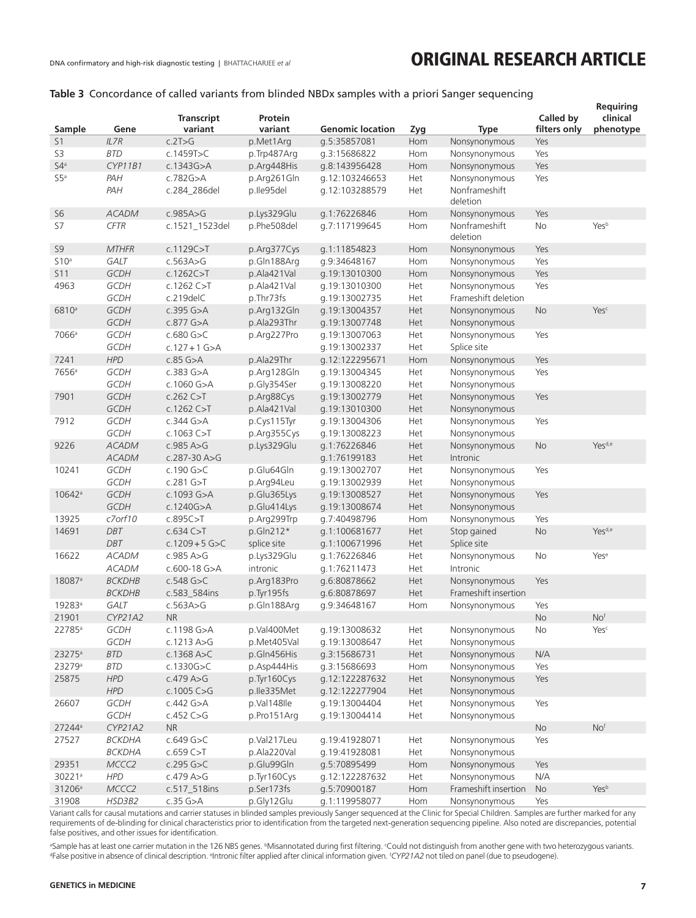**Table 3** Concordance of called variants from blinded NBDx samples with a priori Sanger sequencing

| Sample | Gene | Transcript variant | Protein variant | Genomic location | Zyg | Type | Called by filters only | Requiring clinical phenotype |
|---|---|---|---|---|---|---|---|---|
| S1 | *IL7R* | c.2T>G | p.Met1Arg | g.5:35857081 | Hom | Nonsynonymous | Yes | |
| S3 | *BTD* | c.1459T>C | p.Trp487Arg | g.3:15686822 | Hom | Nonsynonymous | Yes | |
| S4[a] | *CYP11B1* | c.1343G>A | p.Arg448His | g.8:143956428 | Hom | Nonsynonymous | Yes | |
| S5[a] | *PAH* | c.782G>A | p.Arg261Gln | g.12:103246653 | Het | Nonsynonymous | Yes | |
| | *PAH* | c.284_286del | p.Ile95del | g.12:103288579 | Het | Nonframeshift deletion | | |
| S6 | *ACADM* | c.985A>G | p.Lys329Glu | g.1:76226846 | Hom | Nonsynonymous | Yes | |
| S7 | *CFTR* | c.1521_1523del | p.Phe508del | g.7:117199645 | Hom | Nonframeshift deletion | No | Yes[b] |
| S9 | *MTHFR* | c.1129C>T | p.Arg377Cys | g.1:11854823 | Hom | Nonsynonymous | Yes | |
| S10[a] | *GALT* | c.563A>G | p.Gln188Arg | g.9:34648167 | Hom | Nonsynonymous | Yes | |
| S11 | *GCDH* | c.1262C>T | p.Ala421Val | g.19:13010300 | Hom | Nonsynonymous | Yes | |
| 4963 | *GCDH* | c.1262 C>T | p.Ala421Val | g.19:13010300 | Het | Nonsynonymous | Yes | |
| | *GCDH* | c.219delC | p.Thr73fs | g.19:13002735 | Het | Frameshift deletion | | |
| 6810[a] | *GCDH* | c.395 G>A | p.Arg132Gln | g.19:13004357 | Het | Nonsynonymous | No | Yes[c] |
| | *GCDH* | c.877 G>A | p.Ala293Thr | g.19:13007748 | Het | Nonsynonymous | | |
| 7066[a] | *GCDH* | c.680 G>C | p.Arg227Pro | g.19:13007063 | Het | Nonsynonymous | Yes | |
| | *GCDH* | c.127+1 G>A | | g.19:13002337 | Het | Splice site | | |
| 7241 | *HPD* | c.85 G>A | p.Ala29Thr | g.12:122295671 | Hom | Nonsynonymous | Yes | |
| 7656[a] | *GCDH* | c.383 G>A | p.Arg128Gln | g.19:13004345 | Het | Nonsynonymous | Yes | |
| | *GCDH* | c.1060 G>A | p.Gly354Ser | g.19:13008220 | Het | Nonsynonymous | | |
| 7901 | *GCDH* | c.262 C>T | p.Arg88Cys | g.19:13002779 | Het | Nonsynonymous | Yes | |
| | *GCDH* | c.1262 C>T | p.Ala421Val | g.19:13010300 | Het | Nonsynonymous | | |
| 7912 | *GCDH* | c.344 G>A | p.Cys115Tyr | g.19:13004306 | Het | Nonsynonymous | Yes | |
| | *GCDH* | c.1063 C>T | p.Arg355Cys | g.19:13008223 | Het | Nonsynonymous | | |
| 9226 | *ACADM* | c.985 A>G | p.Lys329Glu | g.1:76226846 | Het | Nonsynonymous | No | Yes[d,e] |
| | *ACADM* | c.287-30 A>G | | g.1:76199183 | Het | Intronic | | |
| 10241 | *GCDH* | c.190 G>C | p.Glu64Gln | g.19:13002707 | Het | Nonsynonymous | Yes | |
| | *GCDH* | c.281 G>T | p.Arg94Leu | g.19:13002939 | Het | Nonsynonymous | | |
| 10642[a] | *GCDH* | c.1093 G>A | p.Glu365Lys | g.19:13008527 | Het | Nonsynonymous | Yes | |
| | *GCDH* | c.1240G>A | p.Glu414Lys | g.19:13008674 | Het | Nonsynonymous | | |
| 13925 | *c7orf10* | c.895C>T | p.Arg299Trp | g.7:40498796 | Hom | Nonsynonymous | Yes | |
| 14691 | *DBT* | c.634 C>T | p.Gln212* | g.1:100681677 | Het | Stop gained | No | Yes[d,e] |
| | *DBT* | c.1209+5 G>C | splice site | g.1:100671996 | Het | Splice site | | |
| 16622 | *ACADM* | c.985 A>G | p.Lys329Glu | g.1:76226846 | Het | Nonsynonymous | No | Yes[e] |
| | *ACADM* | c.600-18 G>A | intronic | g.1:76211473 | Het | Intronic | | |
| 18087[a] | *BCKDHB* | c.548 G>C | p.Arg183Pro | g.6:80878662 | Het | Nonsynonymous | Yes | |
| | *BCKDHB* | c.583_584ins | p.Tyr195fs | g.6:80878697 | Het | Frameshift insertion | | |
| 19283[a] | *GALT* | c.563A>G | p.Gln188Arg | g.9:34648167 | Hom | Nonsynonymous | Yes | |
| 21901 | *CYP21A2* | NR | | | | | No | No[f] |
| 22785[a] | *GCDH* | c.1198 G>A | p.Val400Met | g.19:13008632 | Het | Nonsynonymous | No | Yes[c] |
| | *GCDH* | c.1213 A>G | p.Met405Val | g.19:13008647 | Het | Nonsynonymous | | |
| 23275[a] | *BTD* | c.1368 A>C | p.Gln456His | g.3:15686731 | Het | Nonsynonymous | N/A | |
| 23279[a] | *BTD* | c.1330G>C | p.Asp444His | g.3:15686693 | Hom | Nonsynonymous | Yes | |
| 25875 | *HPD* | c.479 A>G | p.Tyr160Cys | g.12:122287632 | Het | Nonsynonymous | Yes | |
| | *HPD* | c.1005 C>G | p.Ile335Met | g.12:122277904 | Het | Nonsynonymous | | |
| 26607 | *GCDH* | c.442 G>A | p.Val148Ile | g.19:13004404 | Het | Nonsynonymous | Yes | |
| | *GCDH* | c.452 C>G | p.Pro151Arg | g.19:13004414 | Het | Nonsynonymous | | |
| 27244[a] | *CYP21A2* | NR | | | | | No | No[f] |
| 27527 | *BCKDHA* | c.649 G>C | p.Val217Leu | g.19:41928071 | Het | Nonsynonymous | Yes | |
| | *BCKDHA* | c.659 C>T | p.Ala220Val | g.19:41928081 | Het | Nonsynonymous | | |
| 29351 | *MCCC2* | c.295 G>C | p.Glu99Gln | g.5:70895499 | Hom | Nonsynonymous | Yes | |
| 30221[a] | *HPD* | c.479 A>G | p.Tyr160Cys | g.12:122287632 | Het | Nonsynonymous | N/A | |
| 31206[a] | *MCCC2* | c.517_518ins | p.Ser173fs | g.5:70900187 | Hom | Frameshift insertion | No | Yes[b] |
| 31908 | *HSD3B2* | c.35 G>A | p.Gly12Glu | g.1:119958077 | Hom | Nonsynonymous | Yes | |

Variant calls for causal mutations and carrier statuses in blinded samples previously Sanger sequenced at the Clinic for Special Children. Samples are further marked for any requirements of de-blinding for clinical characteristics prior to identification from the targeted next-generation sequencing pipeline. Also noted are discrepancies, potential false positives, and other issues for identification.

[a]Sample has at least one carrier mutation in the 126 NBS genes. [b]Misannotated during first filtering. [c]Could not distinguish from another gene with two heterozygous variants. [d]False positive in absence of clinical description. [e]Intronic filter applied after clinical information given. [f]*CYP21A2* not tiled on panel (due to pseudogene).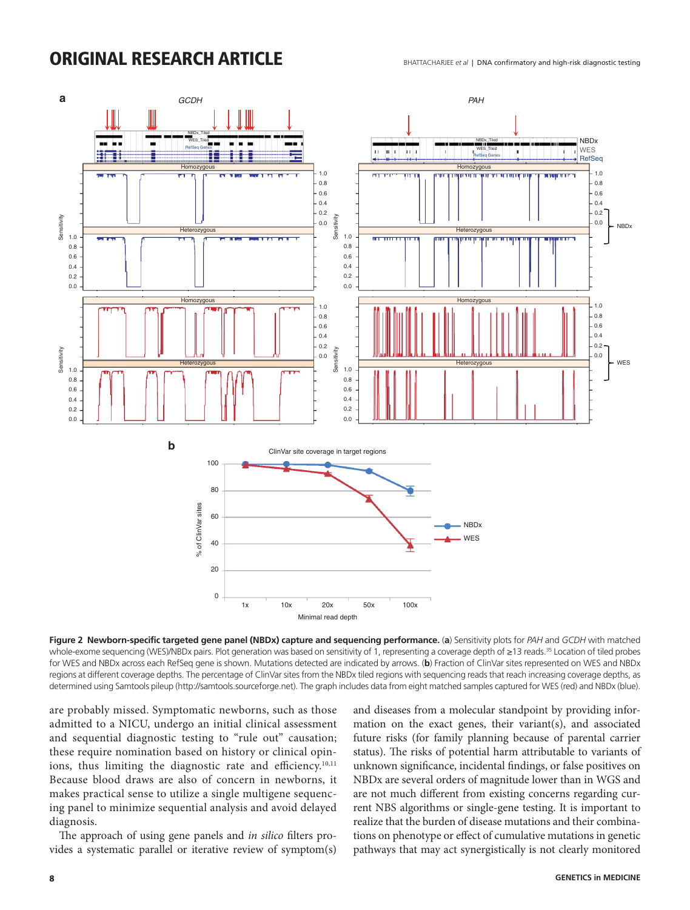**Figure 2 Newborn-specific targeted gene panel (NBDx) capture and sequencing performance.** (**a**) Sensitivity plots for *PAH* and *GCDH* with matched whole-exome sequencing (WES)/NBDx pairs. Plot generation was based on sensitivity of 1, representing a coverage depth of ≥13 reads.[35] Location of tiled probes for WES and NBDx across each RefSeq gene is shown. Mutations detected are indicated by arrows. (**b**) Fraction of ClinVar sites represented on WES and NBDx regions at different coverage depths. The percentage of ClinVar sites from the NBDx tiled regions with sequencing reads that reach increasing coverage depths, as determined using Samtools pileup (http://samtools.sourceforge.net). The graph includes data from eight matched samples captured for WES (red) and NBDx (blue).

are probably missed. Symptomatic newborns, such as those admitted to a NICU, undergo an initial clinical assessment and sequential diagnostic testing to "rule out" causation; these require nomination based on history or clinical opinions, thus limiting the diagnostic rate and efficiency.[10,11] Because blood draws are also of concern in newborns, it makes practical sense to utilize a single multigene sequencing panel to minimize sequential analysis and avoid delayed diagnosis.

The approach of using gene panels and *in silico* filters provides a systematic parallel or iterative review of symptom(s) and diseases from a molecular standpoint by providing information on the exact genes, their variant(s), and associated future risks (for family planning because of parental carrier status). The risks of potential harm attributable to variants of unknown significance, incidental findings, or false positives on NBDx are several orders of magnitude lower than in WGS and are not much different from existing concerns regarding current NBS algorithms or single-gene testing. It is important to realize that the burden of disease mutations and their combinations on phenotype or effect of cumulative mutations in genetic pathways that may act synergistically is not clearly monitored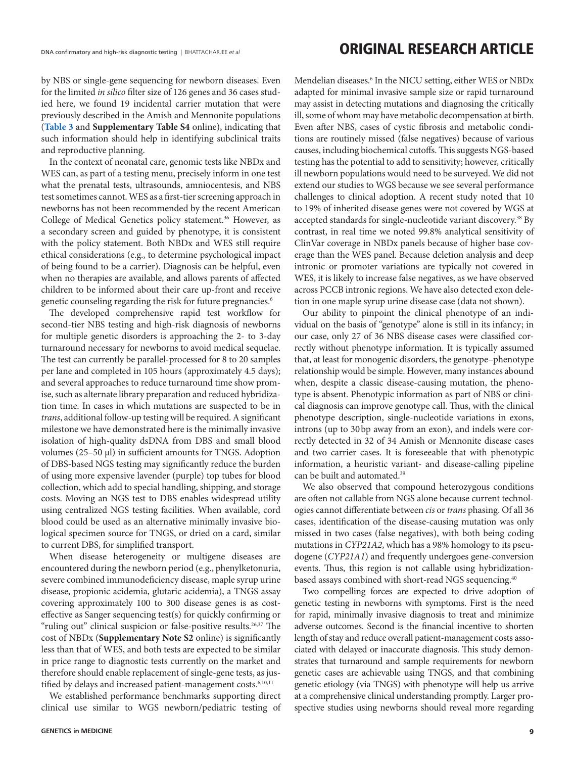by NBS or single-gene sequencing for newborn diseases. Even for the limited *in silico* filter size of 126 genes and 36 cases studied here, we found 19 incidental carrier mutation that were previously described in the Amish and Mennonite populations (**Table 3** and **Supplementary Table S4** online), indicating that such information should help in identifying subclinical traits and reproductive planning.

In the context of neonatal care, genomic tests like NBDx and WES can, as part of a testing menu, precisely inform in one test what the prenatal tests, ultrasounds, amniocentesis, and NBS test sometimes cannot. WES as a first-tier screening approach in newborns has not been recommended by the recent American College of Medical Genetics policy statement.[36] However, as a secondary screen and guided by phenotype, it is consistent with the policy statement. Both NBDx and WES still require ethical considerations (e.g., to determine psychological impact of being found to be a carrier). Diagnosis can be helpful, even when no therapies are available, and allows parents of affected children to be informed about their care up-front and receive genetic counseling regarding the risk for future pregnancies.[6]

The developed comprehensive rapid test workflow for second-tier NBS testing and high-risk diagnosis of newborns for multiple genetic disorders is approaching the 2- to 3-day turnaround necessary for newborns to avoid medical sequelae. The test can currently be parallel-processed for 8 to 20 samples per lane and completed in 105 hours (approximately 4.5 days); and several approaches to reduce turnaround time show promise, such as alternate library preparation and reduced hybridization time. In cases in which mutations are suspected to be in *trans*, additional follow-up testing will be required. A significant milestone we have demonstrated here is the minimally invasive isolation of high-quality dsDNA from DBS and small blood volumes (25–50 μl) in sufficient amounts for TNGS. Adoption of DBS-based NGS testing may significantly reduce the burden of using more expensive lavender (purple) top tubes for blood collection, which add to special handling, shipping, and storage costs. Moving an NGS test to DBS enables widespread utility using centralized NGS testing facilities. When available, cord blood could be used as an alternative minimally invasive biological specimen source for TNGS, or dried on a card, similar to current DBS, for simplified transport.

When disease heterogeneity or multigene diseases are encountered during the newborn period (e.g., phenylketonuria, severe combined immunodeficiency disease, maple syrup urine disease, propionic acidemia, glutaric acidemia), a TNGS assay covering approximately 100 to 300 disease genes is as cost-effective as Sanger sequencing test(s) for quickly confirming or "ruling out" clinical suspicion or false-positive results.[26,37] The cost of NBDx (**Supplementary Note S2** online) is significantly less than that of WES, and both tests are expected to be similar in price range to diagnostic tests currently on the market and therefore should enable replacement of single-gene tests, as justified by delays and increased patient-management costs.[6,10,11]

We established performance benchmarks supporting direct clinical use similar to WGS newborn/pediatric testing of Mendelian diseases.[6] In the NICU setting, either WES or NBDx adapted for minimal invasive sample size or rapid turnaround may assist in detecting mutations and diagnosing the critically ill, some of whom may have metabolic decompensation at birth. Even after NBS, cases of cystic fibrosis and metabolic conditions are routinely missed (false negatives) because of various causes, including biochemical cutoffs. This suggests NGS-based testing has the potential to add to sensitivity; however, critically ill newborn populations would need to be surveyed. We did not extend our studies to WGS because we see several performance challenges to clinical adoption. A recent study noted that 10 to 19% of inherited disease genes were not covered by WGS at accepted standards for single-nucleotide variant discovery.[38] By contrast, in real time we noted 99.8% analytical sensitivity of ClinVar coverage in NBDx panels because of higher base coverage than the WES panel. Because deletion analysis and deep intronic or promoter variations are typically not covered in WES, it is likely to increase false negatives, as we have observed across PCCB intronic regions. We have also detected exon deletion in one maple syrup urine disease case (data not shown).

Our ability to pinpoint the clinical phenotype of an individual on the basis of "genotype" alone is still in its infancy; in our case, only 27 of 36 NBS disease cases were classified correctly without phenotype information. It is typically assumed that, at least for monogenic disorders, the genotype–phenotype relationship would be simple. However, many instances abound when, despite a classic disease-causing mutation, the phenotype is absent. Phenotypic information as part of NBS or clinical diagnosis can improve genotype call. Thus, with the clinical phenotype description, single-nucleotide variations in exons, introns (up to 30 bp away from an exon), and indels were correctly detected in 32 of 34 Amish or Mennonite disease cases and two carrier cases. It is foreseeable that with phenotypic information, a heuristic variant- and disease-calling pipeline can be built and automated.[39]

We also observed that compound heterozygous conditions are often not callable from NGS alone because current technologies cannot differentiate between *cis* or *trans* phasing. Of all 36 cases, identification of the disease-causing mutation was only missed in two cases (false negatives), with both being coding mutations in *CYP21A2*, which has a 98% homology to its pseudogene (*CYP21A1*) and frequently undergoes gene-conversion events. Thus, this region is not callable using hybridization-based assays combined with short-read NGS sequencing.[40]

Two compelling forces are expected to drive adoption of genetic testing in newborns with symptoms. First is the need for rapid, minimally invasive diagnosis to treat and minimize adverse outcomes. Second is the financial incentive to shorten length of stay and reduce overall patient-management costs associated with delayed or inaccurate diagnosis. This study demonstrates that turnaround and sample requirements for newborn genetic cases are achievable using TNGS, and that combining genetic etiology (via TNGS) with phenotype will help us arrive at a comprehensive clinical understanding promptly. Larger prospective studies using newborns should reveal more regarding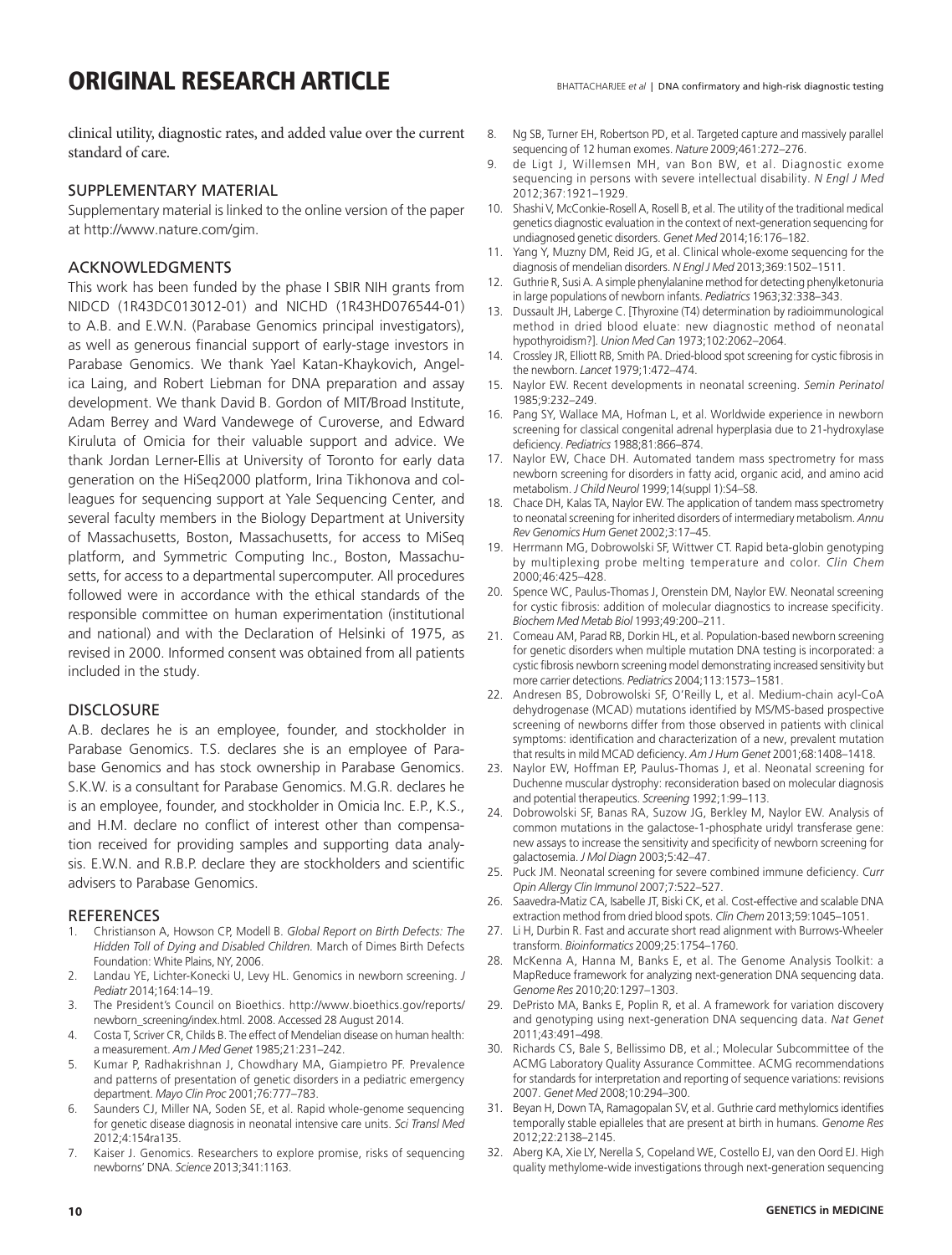clinical utility, diagnostic rates, and added value over the current standard of care.

## SUPPLEMENTARY MATERIAL

Supplementary material is linked to the online version of the paper at http://www.nature.com/gim.

## ACKNOWLEDGMENTS

This work has been funded by the phase I SBIR NIH grants from NIDCD (1R43DC013012-01) and NICHD (1R43HD076544-01) to A.B. and E.W.N. (Parabase Genomics principal investigators), as well as generous financial support of early-stage investors in Parabase Genomics. We thank Yael Katan-Khaykovich, Angelica Laing, and Robert Liebman for DNA preparation and assay development. We thank David B. Gordon of MIT/Broad Institute, Adam Berrey and Ward Vandewege of Curoverse, and Edward Kiruluta of Omicia for their valuable support and advice. We thank Jordan Lerner-Ellis at University of Toronto for early data generation on the HiSeq2000 platform, Irina Tikhonova and colleagues for sequencing support at Yale Sequencing Center, and several faculty members in the Biology Department at University of Massachusetts, Boston, Massachusetts, for access to MiSeq platform, and Symmetric Computing Inc., Boston, Massachusetts, for access to a departmental supercomputer. All procedures followed were in accordance with the ethical standards of the responsible committee on human experimentation (institutional and national) and with the Declaration of Helsinki of 1975, as revised in 2000. Informed consent was obtained from all patients included in the study.

## DISCLOSURE

A.B. declares he is an employee, founder, and stockholder in Parabase Genomics. T.S. declares she is an employee of Parabase Genomics and has stock ownership in Parabase Genomics. S.K.W. is a consultant for Parabase Genomics. M.G.R. declares he is an employee, founder, and stockholder in Omicia Inc. E.P., K.S., and H.M. declare no conflict of interest other than compensation received for providing samples and supporting data analysis. E.W.N. and R.B.P. declare they are stockholders and scientific advisers to Parabase Genomics.

## REFERENCES

1. Christianson A, Howson CP, Modell B. *Global Report on Birth Defects: The Hidden Toll of Dying and Disabled Children*. March of Dimes Birth Defects Foundation: White Plains, NY, 2006.
2. Landau YE, Lichter-Konecki U, Levy HL. Genomics in newborn screening. *J Pediatr* 2014;164:14–19.
3. The President's Council on Bioethics. http://www.bioethics.gov/reports/newborn_screening/index.html. 2008. Accessed 28 August 2014.
4. Costa T, Scriver CR, Childs B. The effect of Mendelian disease on human health: a measurement. *Am J Med Genet* 1985;21:231–242.
5. Kumar P, Radhakrishnan J, Chowdhary MA, Giampietro PF. Prevalence and patterns of presentation of genetic disorders in a pediatric emergency department. *Mayo Clin Proc* 2001;76:777–783.
6. Saunders CJ, Miller NA, Soden SE, et al. Rapid whole-genome sequencing for genetic disease diagnosis in neonatal intensive care units. *Sci Transl Med* 2012;4:154ra135.
7. Kaiser J. Genomics. Researchers to explore promise, risks of sequencing newborns' DNA. *Science* 2013;341:1163.
8. Ng SB, Turner EH, Robertson PD, et al. Targeted capture and massively parallel sequencing of 12 human exomes. *Nature* 2009;461:272–276.
9. de Ligt J, Willemsen MH, van Bon BW, et al. Diagnostic exome sequencing in persons with severe intellectual disability. *N Engl J Med* 2012;367:1921–1929.
10. Shashi V, McConkie-Rosell A, Rosell B, et al. The utility of the traditional medical genetics diagnostic evaluation in the context of next-generation sequencing for undiagnosed genetic disorders. *Genet Med* 2014;16:176–182.
11. Yang Y, Muzny DM, Reid JG, et al. Clinical whole-exome sequencing for the diagnosis of mendelian disorders. *N Engl J Med* 2013;369:1502–1511.
12. Guthrie R, Susi A. A simple phenylalanine method for detecting phenylketonuria in large populations of newborn infants. *Pediatrics* 1963;32:338–343.
13. Dussault JH, Laberge C. [Thyroxine (T4) determination by radioimmunological method in dried blood eluate: new diagnostic method of neonatal hypothyroidism?]. *Union Med Can* 1973;102:2062–2064.
14. Crossley JR, Elliott RB, Smith PA. Dried-blood spot screening for cystic fibrosis in the newborn. *Lancet* 1979;1:472–474.
15. Naylor EW. Recent developments in neonatal screening. *Semin Perinatol* 1985;9:232–249.
16. Pang SY, Wallace MA, Hofman L, et al. Worldwide experience in newborn screening for classical congenital adrenal hyperplasia due to 21-hydroxylase deficiency. *Pediatrics* 1988;81:866–874.
17. Naylor EW, Chace DH. Automated tandem mass spectrometry for mass newborn screening for disorders in fatty acid, organic acid, and amino acid metabolism. *J Child Neurol* 1999;14(suppl 1):S4–S8.
18. Chace DH, Kalas TA, Naylor EW. The application of tandem mass spectrometry to neonatal screening for inherited disorders of intermediary metabolism. *Annu Rev Genomics Hum Genet* 2002;3:17–45.
19. Herrmann MG, Dobrowolski SF, Wittwer CT. Rapid beta-globin genotyping by multiplexing probe melting temperature and color. *Clin Chem* 2000;46:425–428.
20. Spence WC, Paulus-Thomas J, Orenstein DM, Naylor EW. Neonatal screening for cystic fibrosis: addition of molecular diagnostics to increase specificity. *Biochem Med Metab Biol* 1993;49:200–211.
21. Comeau AM, Parad RB, Dorkin HL, et al. Population-based newborn screening for genetic disorders when multiple mutation DNA testing is incorporated: a cystic fibrosis newborn screening model demonstrating increased sensitivity but more carrier detections. *Pediatrics* 2004;113:1573–1581.
22. Andresen BS, Dobrowolski SF, O'Reilly L, et al. Medium-chain acyl-CoA dehydrogenase (MCAD) mutations identified by MS/MS-based prospective screening of newborns differ from those observed in patients with clinical symptoms: identification and characterization of a new, prevalent mutation that results in mild MCAD deficiency. *Am J Hum Genet* 2001;68:1408–1418.
23. Naylor EW, Hoffman EP, Paulus-Thomas J, et al. Neonatal screening for Duchenne muscular dystrophy: reconsideration based on molecular diagnosis and potential therapeutics. *Screening* 1992;1:99–113.
24. Dobrowolski SF, Banas RA, Suzow JG, Berkley M, Naylor EW. Analysis of common mutations in the galactose-1-phosphate uridyl transferase gene: new assays to increase the sensitivity and specificity of newborn screening for galactosemia. *J Mol Diagn* 2003;5:42–47.
25. Puck JM. Neonatal screening for severe combined immune deficiency. *Curr Opin Allergy Clin Immunol* 2007;7:522–527.
26. Saavedra-Matiz CA, Isabelle JT, Biski CK, et al. Cost-effective and scalable DNA extraction method from dried blood spots. *Clin Chem* 2013;59:1045–1051.
27. Li H, Durbin R. Fast and accurate short read alignment with Burrows-Wheeler transform. *Bioinformatics* 2009;25:1754–1760.
28. McKenna A, Hanna M, Banks E, et al. The Genome Analysis Toolkit: a MapReduce framework for analyzing next-generation DNA sequencing data. *Genome Res* 2010;20:1297–1303.
29. DePristo MA, Banks E, Poplin R, et al. A framework for variation discovery and genotyping using next-generation DNA sequencing data. *Nat Genet* 2011;43:491–498.
30. Richards CS, Bale S, Bellissimo DB, et al.; Molecular Subcommittee of the ACMG Laboratory Quality Assurance Committee. ACMG recommendations for standards for interpretation and reporting of sequence variations: revisions 2007. *Genet Med* 2008;10:294–300.
31. Beyan H, Down TA, Ramagopalan SV, et al. Guthrie card methylomics identifies temporally stable epialleles that are present at birth in humans. *Genome Res* 2012;22:2138–2145.
32. Aberg KA, Xie LY, Nerella S, Copeland WE, Costello EJ, van den Oord EJ. High quality methylome-wide investigations through next-generation sequencing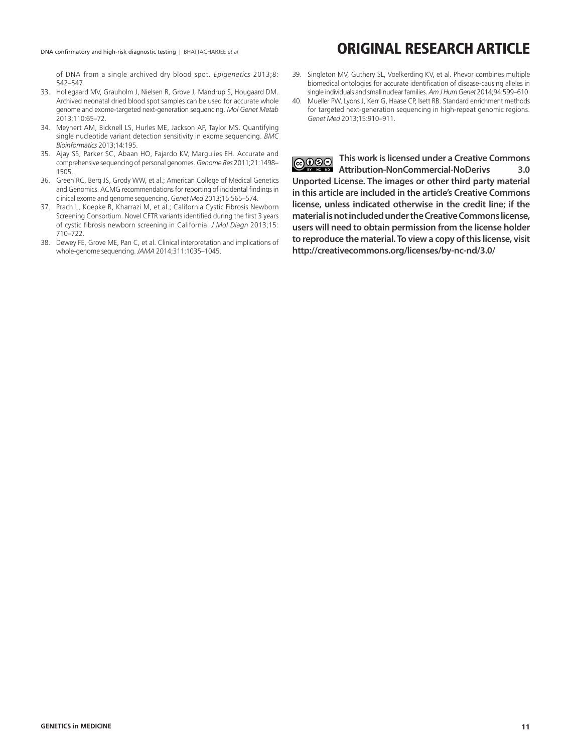of DNA from a single archived dry blood spot. *Epigenetics* 2013;8: 542–547.

33. Hollegaard MV, Grauholm J, Nielsen R, Grove J, Mandrup S, Hougaard DM. Archived neonatal dried blood spot samples can be used for accurate whole genome and exome-targeted next-generation sequencing. *Mol Genet Metab* 2013;110:65–72.
34. Meynert AM, Bicknell LS, Hurles ME, Jackson AP, Taylor MS. Quantifying single nucleotide variant detection sensitivity in exome sequencing. *BMC Bioinformatics* 2013;14:195.
35. Ajay SS, Parker SC, Abaan HO, Fajardo KV, Margulies EH. Accurate and comprehensive sequencing of personal genomes. *Genome Res* 2011;21:1498–1505.
36. Green RC, Berg JS, Grody WW, et al.; American College of Medical Genetics and Genomics. ACMG recommendations for reporting of incidental findings in clinical exome and genome sequencing. *Genet Med* 2013;15:565–574.
37. Prach L, Koepke R, Kharrazi M, et al.; California Cystic Fibrosis Newborn Screening Consortium. Novel CFTR variants identified during the first 3 years of cystic fibrosis newborn screening in California. *J Mol Diagn* 2013;15: 710–722.
38. Dewey FE, Grove ME, Pan C, et al. Clinical interpretation and implications of whole-genome sequencing. *JAMA* 2014;311:1035–1045.
39. Singleton MV, Guthery SL, Voelkerding KV, et al. Phevor combines multiple biomedical ontologies for accurate identification of disease-causing alleles in single individuals and small nuclear families. *Am J Hum Genet* 2014;94:599–610.
40. Mueller PW, Lyons J, Kerr G, Haase CP, Isett RB. Standard enrichment methods for targeted next-generation sequencing in high-repeat genomic regions. *Genet Med* 2013;15:910–911.

**This work is licensed under a Creative Commons Attribution-NonCommercial-NoDerivs 3.0 Unported License. The images or other third party material in this article are included in the article's Creative Commons license, unless indicated otherwise in the credit line; if the material is not included under the Creative Commons license, users will need to obtain permission from the license holder to reproduce the material. To view a copy of this license, visit http://creativecommons.org/licenses/by-nc-nd/3.0/**